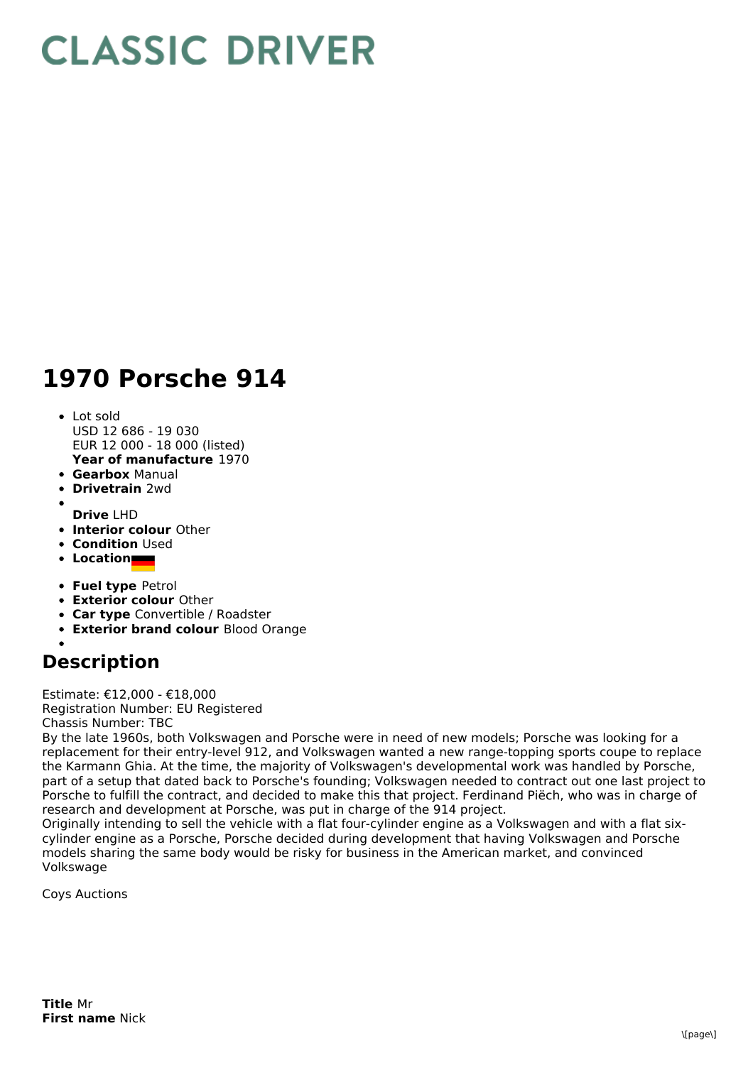# CLASSIC DRIVER

# 1970 Porsche 914

- Lot sold
  USD 12 686 - 19 030
  EUR 12 000 - 18 000 (listed)
  **Year of manufacture** 1970
- **Gearbox** Manual
- **Drivetrain** 2wd
- 
  **Drive** LHD
- **Interior colour** Other
- **Condition** Used
- **Location**
- **Fuel type** Petrol
- **Exterior colour** Other
- **Car type** Convertible / Roadster
- **Exterior brand colour** Blood Orange
- 

## Description

Estimate: €12,000 - €18,000
Registration Number: EU Registered
Chassis Number: TBC
By the late 1960s, both Volkswagen and Porsche were in need of new models; Porsche was looking for a replacement for their entry-level 912, and Volkswagen wanted a new range-topping sports coupe to replace the Karmann Ghia. At the time, the majority of Volkswagen's developmental work was handled by Porsche, part of a setup that dated back to Porsche's founding; Volkswagen needed to contract out one last project to Porsche to fulfill the contract, and decided to make this that project. Ferdinand Piëch, who was in charge of research and development at Porsche, was put in charge of the 914 project.
Originally intending to sell the vehicle with a flat four-cylinder engine as a Volkswagen and with a flat six-cylinder engine as a Porsche, Porsche decided during development that having Volkswagen and Porsche models sharing the same body would be risky for business in the American market, and convinced Volkswage

Coys Auctions

**Title** Mr
**First name** Nick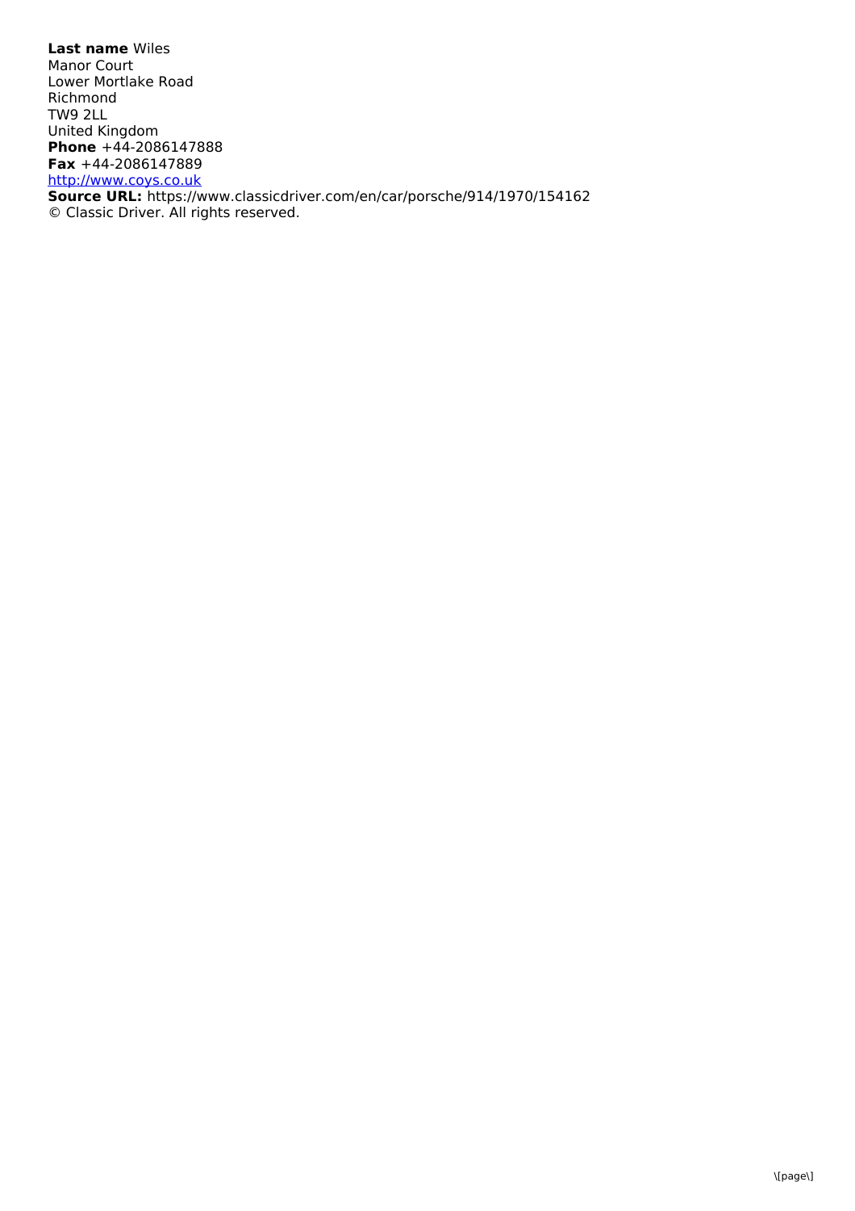**Last name** Wiles
Manor Court
Lower Mortlake Road
Richmond
TW9 2LL
United Kingdom
**Phone** +44-2086147888
**Fax** +44-2086147889
[http://www.coys.co.uk](http://www.coys.co.uk)
**Source URL:** https://www.classicdriver.com/en/car/porsche/914/1970/154162
© Classic Driver. All rights reserved.